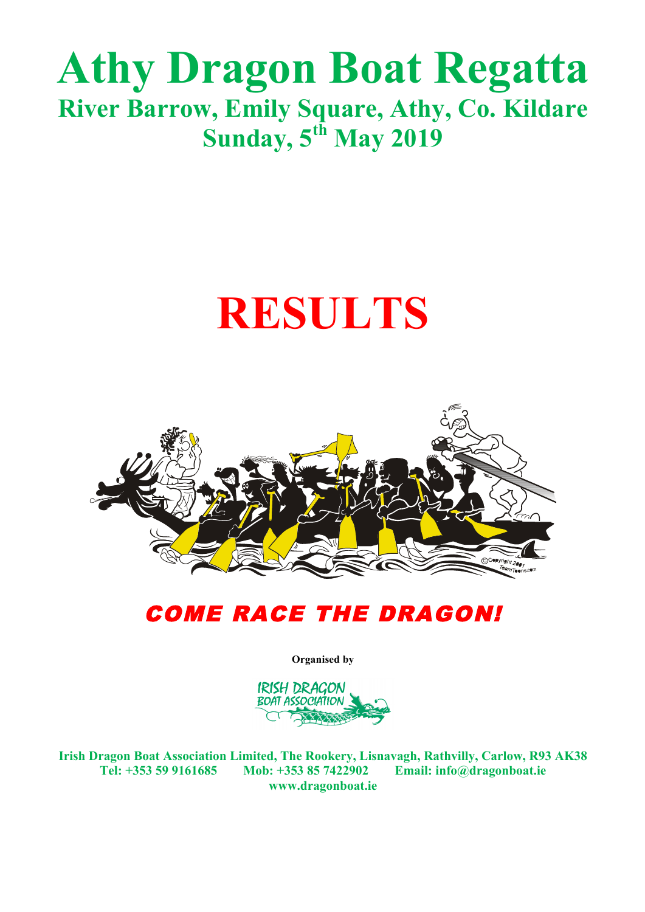# Athy Dragon Boat Regatta

## River Barrow, Emily Square, Athy, Co. Kildare

## Sunday, 5th May 2019

# RESULTS

***COME RACE THE DRAGON!***

**Organised by**

**Irish Dragon Boat Association Limited, The Rookery, Lisnavagh, Rathvilly, Carlow, R93 AK38**
**Tel: +353 59 9161685 Mob: +353 85 7422902 Email: info@dragonboat.ie**
**www.dragonboat.ie**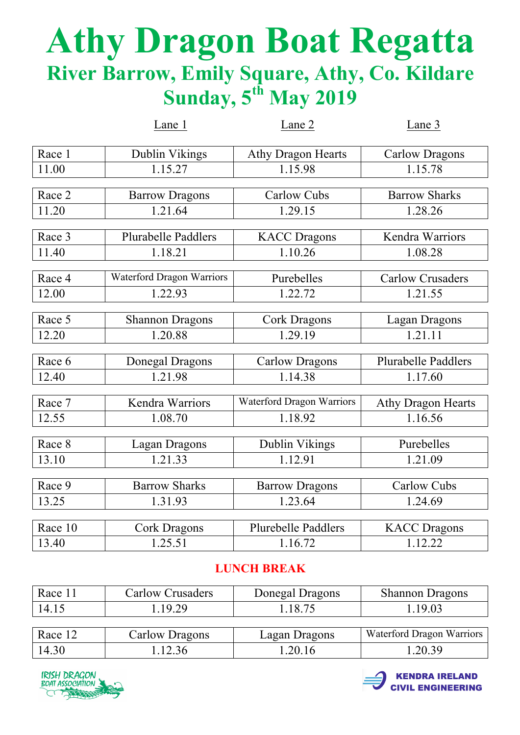# Athy Dragon Boat Regatta

## River Barrow, Emily Square, Athy, Co. Kildare

## Sunday, 5th May 2019

| | Lane 1 | Lane 2 | Lane 3 |
|---|---|---|---|
| Race 1 | Dublin Vikings | Athy Dragon Hearts | Carlow Dragons |
| 11.00 | 1.15.27 | 1.15.98 | 1.15.78 |
| Race 2 | Barrow Dragons | Carlow Cubs | Barrow Sharks |
| 11.20 | 1.21.64 | 1.29.15 | 1.28.26 |
| Race 3 | Plurabelle Paddlers | KACC Dragons | Kendra Warriors |
| 11.40 | 1.18.21 | 1.10.26 | 1.08.28 |
| Race 4 | Waterford Dragon Warriors | Purebelles | Carlow Crusaders |
| 12.00 | 1.22.93 | 1.22.72 | 1.21.55 |
| Race 5 | Shannon Dragons | Cork Dragons | Lagan Dragons |
| 12.20 | 1.20.88 | 1.29.19 | 1.21.11 |
| Race 6 | Donegal Dragons | Carlow Dragons | Plurabelle Paddlers |
| 12.40 | 1.21.98 | 1.14.38 | 1.17.60 |
| Race 7 | Kendra Warriors | Waterford Dragon Warriors | Athy Dragon Hearts |
| 12.55 | 1.08.70 | 1.18.92 | 1.16.56 |
| Race 8 | Lagan Dragons | Dublin Vikings | Purebelles |
| 13.10 | 1.21.33 | 1.12.91 | 1.21.09 |
| Race 9 | Barrow Sharks | Barrow Dragons | Carlow Cubs |
| 13.25 | 1.31.93 | 1.23.64 | 1.24.69 |
| Race 10 | Cork Dragons | Plurebelle Paddlers | KACC Dragons |
| 13.40 | 1.25.51 | 1.16.72 | 1.12.22 |

**LUNCH BREAK**

| | Lane 1 | Lane 2 | Lane 3 |
|---|---|---|---|
| Race 11 | Carlow Crusaders | Donegal Dragons | Shannon Dragons |
| 14.15 | 1.19.29 | 1.18.75 | 1.19.03 |
| Race 12 | Carlow Dragons | Lagan Dragons | Waterford Dragon Warriors |
| 14.30 | 1.12.36 | 1.20.16 | 1.20.39 |

IRISH DRAGON BOAT ASSOCIATION

KENDRA IRELAND CIVIL ENGINEERING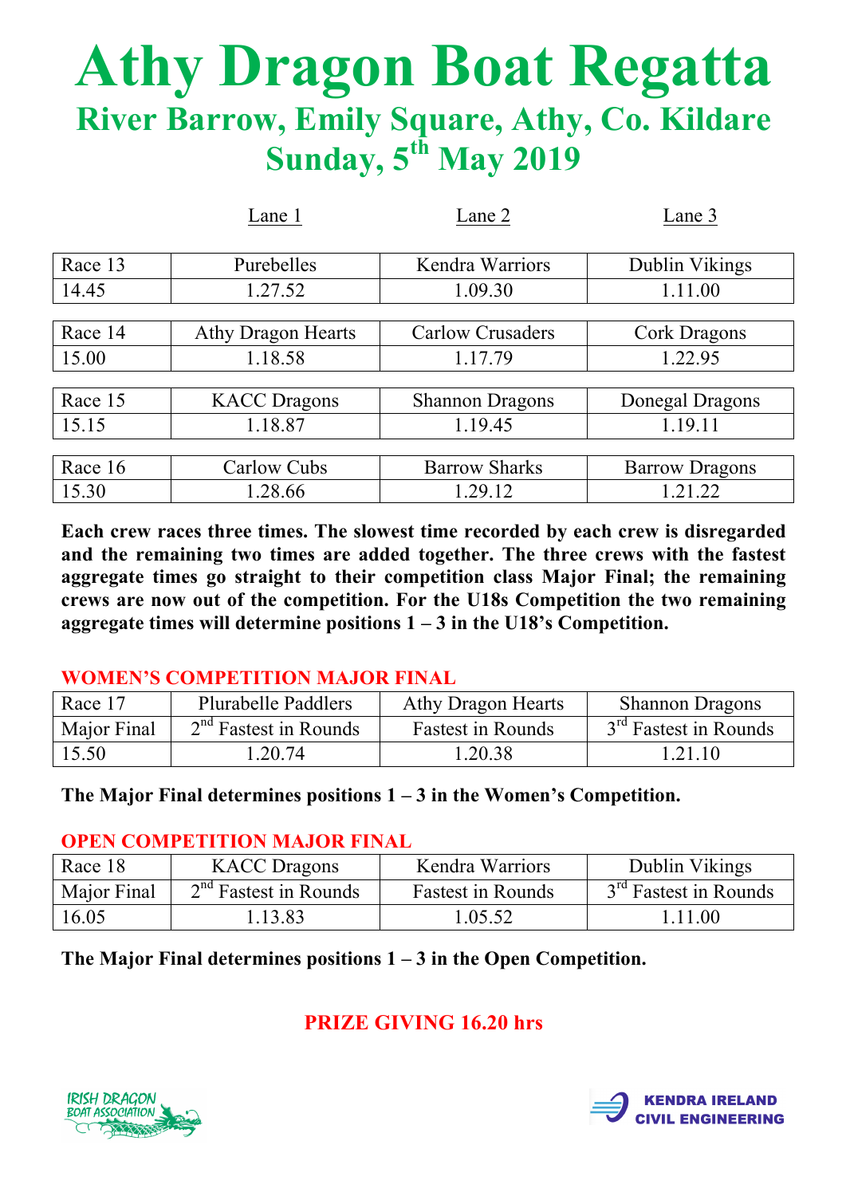# Athy Dragon Boat Regatta

## River Barrow, Emily Square, Athy, Co. Kildare

## Sunday, 5th May 2019

| | Lane 1 | Lane 2 | Lane 3 |
|---|---|---|---|
| Race 13 | Purebelles | Kendra Warriors | Dublin Vikings |
| 14.45 | 1.27.52 | 1.09.30 | 1.11.00 |
| Race 14 | Athy Dragon Hearts | Carlow Crusaders | Cork Dragons |
| 15.00 | 1.18.58 | 1.17.79 | 1.22.95 |
| Race 15 | KACC Dragons | Shannon Dragons | Donegal Dragons |
| 15.15 | 1.18.87 | 1.19.45 | 1.19.11 |
| Race 16 | Carlow Cubs | Barrow Sharks | Barrow Dragons |
| 15.30 | 1.28.66 | 1.29.12 | 1.21.22 |

**Each crew races three times. The slowest time recorded by each crew is disregarded and the remaining two times are added together. The three crews with the fastest aggregate times go straight to their competition class Major Final; the remaining crews are now out of the competition. For the U18s Competition the two remaining aggregate times will determine positions 1 – 3 in the U18's Competition.**

### WOMEN'S COMPETITION MAJOR FINAL

| Race 17 | Plurabelle Paddlers | Athy Dragon Hearts | Shannon Dragons |
|---|---|---|---|
| Major Final | 2nd Fastest in Rounds | Fastest in Rounds | 3rd Fastest in Rounds |
| 15.50 | 1.20.74 | 1.20.38 | 1.21.10 |

**The Major Final determines positions 1 – 3 in the Women's Competition.**

### OPEN COMPETITION MAJOR FINAL

| Race 18 | KACC Dragons | Kendra Warriors | Dublin Vikings |
|---|---|---|---|
| Major Final | 2nd Fastest in Rounds | Fastest in Rounds | 3rd Fastest in Rounds |
| 16.05 | 1.13.83 | 1.05.52 | 1.11.00 |

**The Major Final determines positions 1 – 3 in the Open Competition.**

**PRIZE GIVING 16.20 hrs**

IRISH DRAGON BOAT ASSOCIATION

KENDRA IRELAND CIVIL ENGINEERING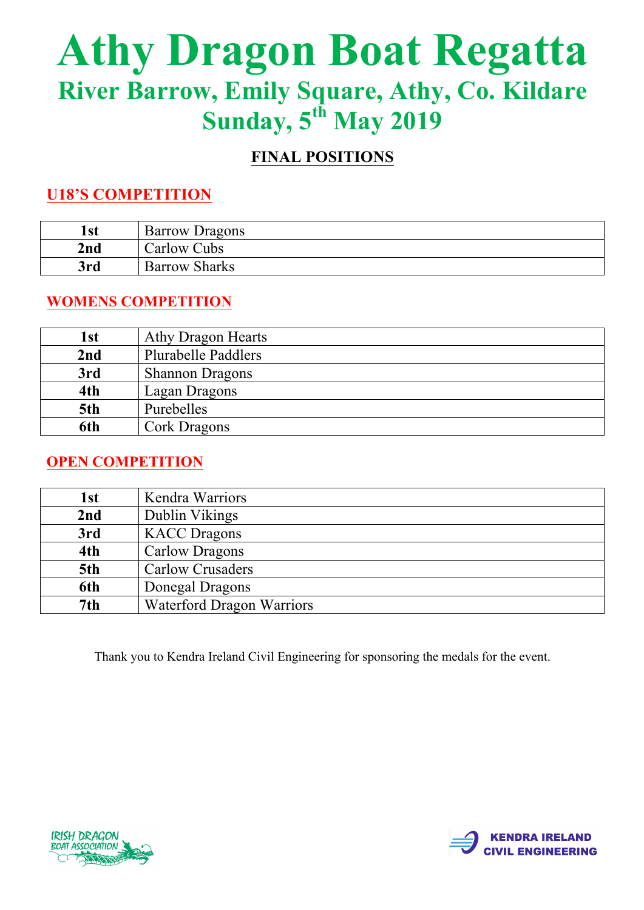# Athy Dragon Boat Regatta

## River Barrow, Emily Square, Athy, Co. Kildare

## Sunday, 5th May 2019

**FINAL POSITIONS**

### U18'S COMPETITION

| | |
|---|---|
| **1st** | Barrow Dragons |
| **2nd** | Carlow Cubs |
| **3rd** | Barrow Sharks |

### WOMENS COMPETITION

| | |
|---|---|
| **1st** | Athy Dragon Hearts |
| **2nd** | Plurabelle Paddlers |
| **3rd** | Shannon Dragons |
| **4th** | Lagan Dragons |
| **5th** | Purebelles |
| **6th** | Cork Dragons |

### OPEN COMPETITION

| | |
|---|---|
| **1st** | Kendra Warriors |
| **2nd** | Dublin Vikings |
| **3rd** | KACC Dragons |
| **4th** | Carlow Dragons |
| **5th** | Carlow Crusaders |
| **6th** | Donegal Dragons |
| **7th** | Waterford Dragon Warriors |

Thank you to Kendra Ireland Civil Engineering for sponsoring the medals for the event.

IRISH DRAGON BOAT ASSOCIATION

KENDRA IRELAND CIVIL ENGINEERING